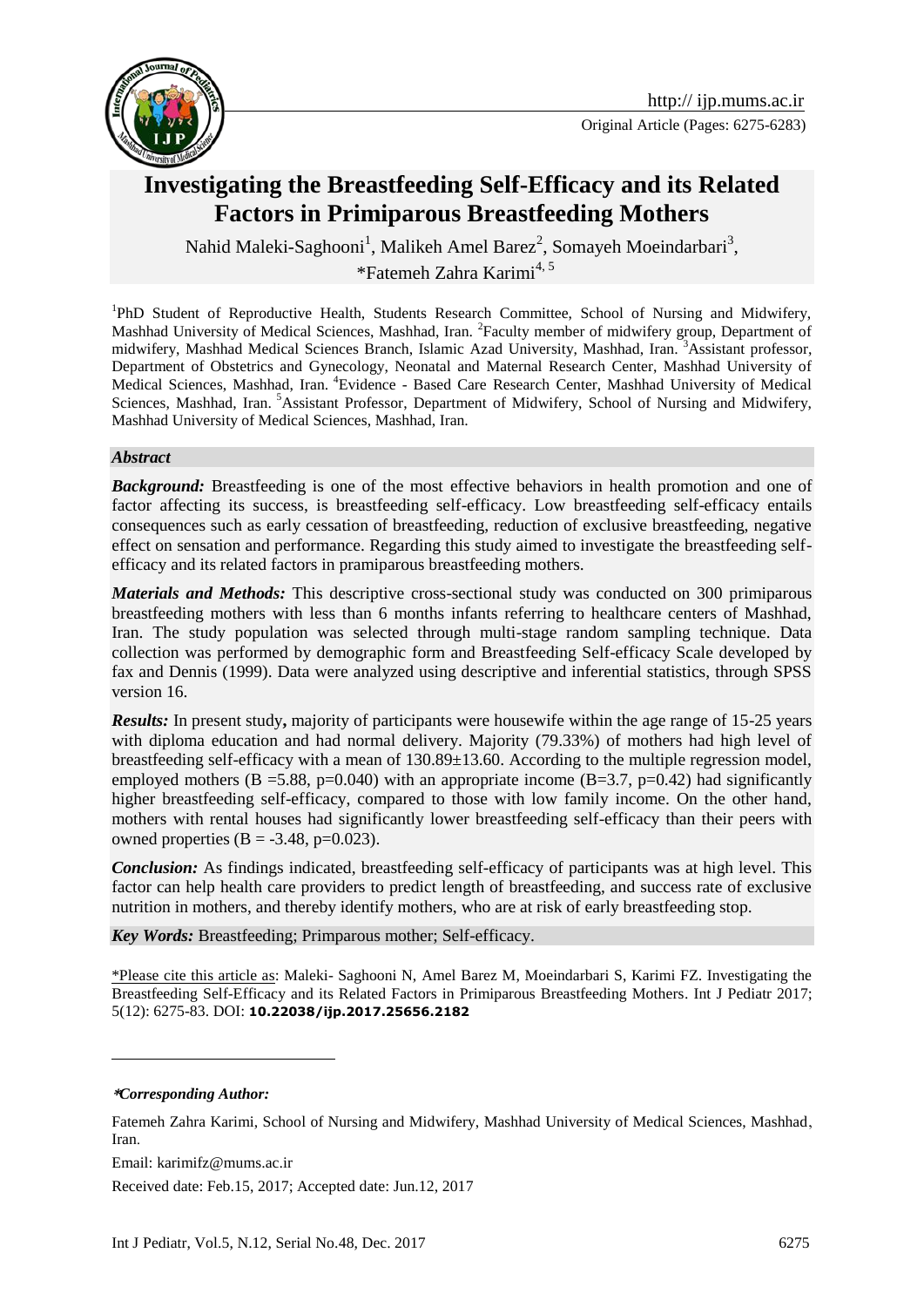Original Article (Pages: 6275-6283)

# Investigating the Breastfeeding Self-Efficacy and its Related Factors in Primiparous Breastfeeding Mothers

Nahid Maleki-Saghooni[1], Malikeh Amel Barez[2], Somayeh Moeindarbari[3], *Fatemeh Zahra Karimi[4, 5]

[1]PhD Student of Reproductive Health, Students Research Committee, School of Nursing and Midwifery, Mashhad University of Medical Sciences, Mashhad, Iran. [2]Faculty member of midwifery group, Department of midwifery, Mashhad Medical Sciences Branch, Islamic Azad University, Mashhad, Iran. [3]Assistant professor, Department of Obstetrics and Gynecology, Neonatal and Maternal Research Center, Mashhad University of Medical Sciences, Mashhad, Iran. [4]Evidence - Based Care Research Center, Mashhad University of Medical Sciences, Mashhad, Iran. [5]Assistant Professor, Department of Midwifery, School of Nursing and Midwifery, Mashhad University of Medical Sciences, Mashhad, Iran.

### *Abstract*

***Background:*** Breastfeeding is one of the most effective behaviors in health promotion and one of factor affecting its success, is breastfeeding self-efficacy. Low breastfeeding self-efficacy entails consequences such as early cessation of breastfeeding, reduction of exclusive breastfeeding, negative effect on sensation and performance. Regarding this study aimed to investigate the breastfeeding self-efficacy and its related factors in pramiparous breastfeeding mothers.

***Materials and Methods:*** This descriptive cross-sectional study was conducted on 300 primiparous breastfeeding mothers with less than 6 months infants referring to healthcare centers of Mashhad, Iran. The study population was selected through multi-stage random sampling technique. Data collection was performed by demographic form and Breastfeeding Self-efficacy Scale developed by fax and Dennis (1999). Data were analyzed using descriptive and inferential statistics, through SPSS version 16.

***Results:*** In present study**,** majority of participants were housewife within the age range of 15-25 years with diploma education and had normal delivery. Majority (79.33%) of mothers had high level of breastfeeding self-efficacy with a mean of 130.89±13.60. According to the multiple regression model, employed mothers (B =5.88, p=0.040) with an appropriate income (B=3.7, p=0.42) had significantly higher breastfeeding self-efficacy, compared to those with low family income. On the other hand, mothers with rental houses had significantly lower breastfeeding self-efficacy than their peers with owned properties (B = -3.48, p=0.023).

***Conclusion:*** As findings indicated, breastfeeding self-efficacy of participants was at high level. This factor can help health care providers to predict length of breastfeeding, and success rate of exclusive nutrition in mothers, and thereby identify mothers, who are at risk of early breastfeeding stop.

***Key Words:*** Breastfeeding; Primparous mother; Self-efficacy.

*Please cite this article as: Maleki- Saghooni N, Amel Barez M, Moeindarbari S, Karimi FZ. Investigating the Breastfeeding Self-Efficacy and its Related Factors in Primiparous Breastfeeding Mothers. Int J Pediatr 2017; 5(12): 6275-83. DOI: **10.22038/ijp.2017.25656.2182**

***Corresponding Author:***

Fatemeh Zahra Karimi, School of Nursing and Midwifery, Mashhad University of Medical Sciences, Mashhad, Iran.

Email: karimifz@mums.ac.ir

Received date: Feb.15, 2017; Accepted date: Jun.12, 2017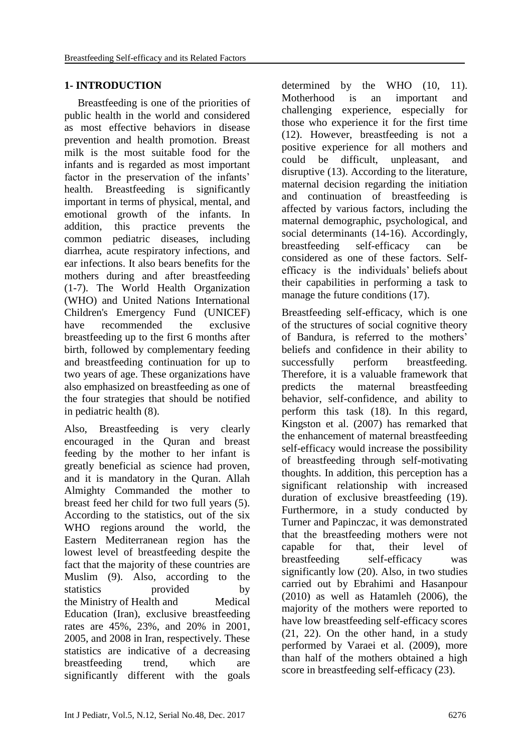## 1- INTRODUCTION

Breastfeeding is one of the priorities of public health in the world and considered as most effective behaviors in disease prevention and health promotion. Breast milk is the most suitable food for the infants and is regarded as most important factor in the preservation of the infants' health. Breastfeeding is significantly important in terms of physical, mental, and emotional growth of the infants. In addition, this practice prevents the common pediatric diseases, including diarrhea, acute respiratory infections, and ear infections. It also bears benefits for the mothers during and after breastfeeding (1-7). The World Health Organization (WHO) and United Nations International Children's Emergency Fund (UNICEF) have recommended the exclusive breastfeeding up to the first 6 months after birth, followed by complementary feeding and breastfeeding continuation for up to two years of age. These organizations have also emphasized on breastfeeding as one of the four strategies that should be notified in pediatric health (8).

Also, Breastfeeding is very clearly encouraged in the Quran and breast feeding by the mother to her infant is greatly beneficial as science had proven, and it is mandatory in the Quran. Allah Almighty Commanded the mother to breast feed her child for two full years (5). According to the statistics, out of the six WHO regions around the world, the Eastern Mediterranean region has the lowest level of breastfeeding despite the fact that the majority of these countries are Muslim (9). Also, according to the statistics provided by the Ministry of Health and Medical Education (Iran), exclusive breastfeeding rates are 45%, 23%, and 20% in 2001, 2005, and 2008 in Iran, respectively. These statistics are indicative of a decreasing breastfeeding trend, which are significantly different with the goals determined by the WHO (10, 11). Motherhood is an important and challenging experience, especially for those who experience it for the first time (12). However, breastfeeding is not a positive experience for all mothers and could be difficult, unpleasant, and disruptive (13). According to the literature, maternal decision regarding the initiation and continuation of breastfeeding is affected by various factors, including the maternal demographic, psychological, and social determinants (14-16). Accordingly, breastfeeding self-efficacy can be considered as one of these factors. Self-efficacy is the individuals' beliefs about their capabilities in performing a task to manage the future conditions (17).

Breastfeeding self-efficacy, which is one of the structures of social cognitive theory of Bandura, is referred to the mothers' beliefs and confidence in their ability to successfully perform breastfeeding. Therefore, it is a valuable framework that predicts the maternal breastfeeding behavior, self-confidence, and ability to perform this task (18). In this regard, Kingston et al. (2007) has remarked that the enhancement of maternal breastfeeding self-efficacy would increase the possibility of breastfeeding through self-motivating thoughts. In addition, this perception has a significant relationship with increased duration of exclusive breastfeeding (19). Furthermore, in a study conducted by Turner and Papinczac, it was demonstrated that the breastfeeding mothers were not capable for that, their level of breastfeeding self-efficacy was significantly low (20). Also, in two studies carried out by Ebrahimi and Hasanpour (2010) as well as Hatamleh (2006), the majority of the mothers were reported to have low breastfeeding self-efficacy scores (21, 22). On the other hand, in a study performed by Varaei et al. (2009), more than half of the mothers obtained a high score in breastfeeding self-efficacy (23).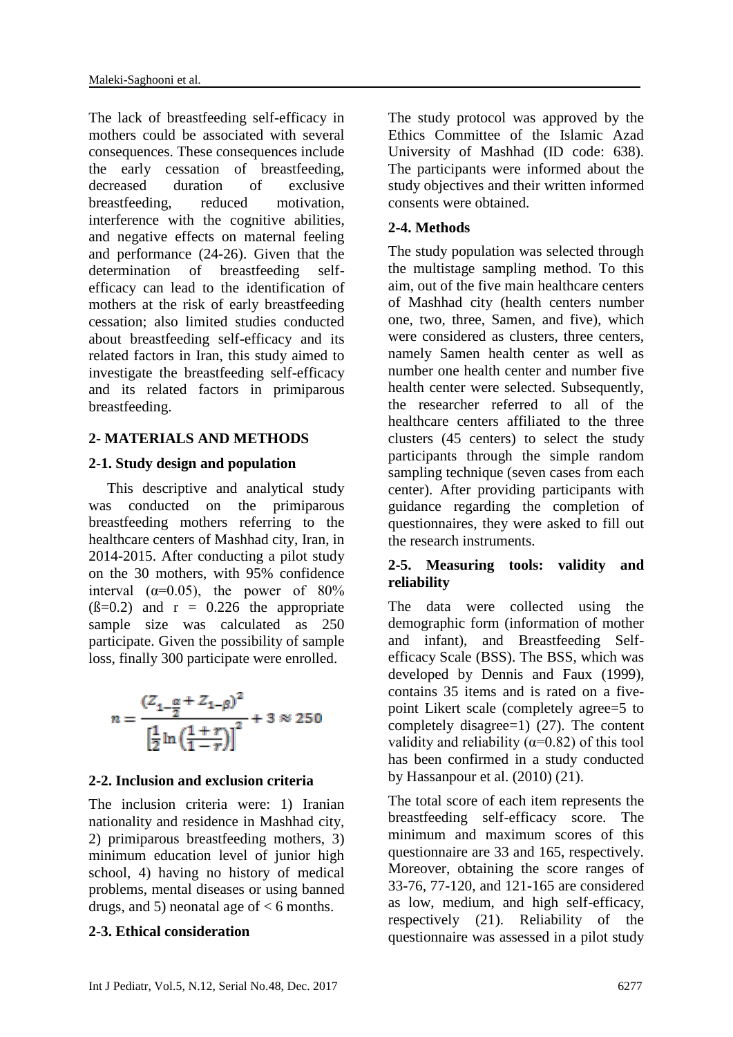The lack of breastfeeding self-efficacy in mothers could be associated with several consequences. These consequences include the early cessation of breastfeeding, decreased duration of exclusive breastfeeding, reduced motivation, interference with the cognitive abilities, and negative effects on maternal feeling and performance (24-26). Given that the determination of breastfeeding self-efficacy can lead to the identification of mothers at the risk of early breastfeeding cessation; also limited studies conducted about breastfeeding self-efficacy and its related factors in Iran, this study aimed to investigate the breastfeeding self-efficacy and its related factors in primiparous breastfeeding.

## 2- MATERIALS AND METHODS

### 2-1. Study design and population

This descriptive and analytical study was conducted on the primiparous breastfeeding mothers referring to the healthcare centers of Mashhad city, Iran, in 2014-2015. After conducting a pilot study on the 30 mothers, with 95% confidence interval ($\alpha$=0.05), the power of 80% ($\beta$=0.2) and r = 0.226 the appropriate sample size was calculated as 250 participate. Given the possibility of sample loss, finally 300 participate were enrolled.

$$n = \frac{(Z_{1-\frac{\alpha}{2}} + Z_{1-\beta})^2}{\left[\frac{1}{2}\ln\left(\frac{1+r}{1-r}\right)\right]^2} + 3 \approx 250$$

### 2-2. Inclusion and exclusion criteria

The inclusion criteria were: 1) Iranian nationality and residence in Mashhad city, 2) primiparous breastfeeding mothers, 3) minimum education level of junior high school, 4) having no history of medical problems, mental diseases or using banned drugs, and 5) neonatal age of < 6 months.

### 2-3. Ethical consideration

The study protocol was approved by the Ethics Committee of the Islamic Azad University of Mashhad (ID code: 638). The participants were informed about the study objectives and their written informed consents were obtained.

### 2-4. Methods

The study population was selected through the multistage sampling method. To this aim, out of the five main healthcare centers of Mashhad city (health centers number one, two, three, Samen, and five), which were considered as clusters, three centers, namely Samen health center as well as number one health center and number five health center were selected. Subsequently, the researcher referred to all of the healthcare centers affiliated to the three clusters (45 centers) to select the study participants through the simple random sampling technique (seven cases from each center). After providing participants with guidance regarding the completion of questionnaires, they were asked to fill out the research instruments.

### 2-5. Measuring tools: validity and reliability

The data were collected using the demographic form (information of mother and infant), and Breastfeeding Self-efficacy Scale (BSS). The BSS, which was developed by Dennis and Faux (1999), contains 35 items and is rated on a five-point Likert scale (completely agree=5 to completely disagree=1) (27). The content validity and reliability ($\alpha$=0.82) of this tool has been confirmed in a study conducted by Hassanpour et al. (2010) (21).

The total score of each item represents the breastfeeding self-efficacy score. The minimum and maximum scores of this questionnaire are 33 and 165, respectively. Moreover, obtaining the score ranges of 33-76, 77-120, and 121-165 are considered as low, medium, and high self-efficacy, respectively (21). Reliability of the questionnaire was assessed in a pilot study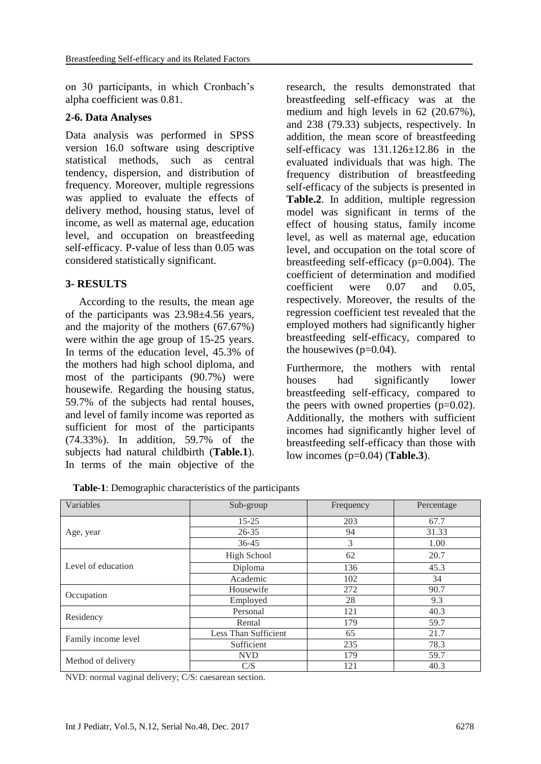on 30 participants, in which Cronbach's alpha coefficient was 0.81.

### 2-6. Data Analyses

Data analysis was performed in SPSS version 16.0 software using descriptive statistical methods, such as central tendency, dispersion, and distribution of frequency. Moreover, multiple regressions was applied to evaluate the effects of delivery method, housing status, level of income, as well as maternal age, education level, and occupation on breastfeeding self-efficacy. P-value of less than 0.05 was considered statistically significant.

## 3- RESULTS

According to the results, the mean age of the participants was 23.98±4.56 years, and the majority of the mothers (67.67%) were within the age group of 15-25 years. In terms of the education level, 45.3% of the mothers had high school diploma, and most of the participants (90.7%) were housewife. Regarding the housing status, 59.7% of the subjects had rental houses, and level of family income was reported as sufficient for most of the participants (74.33%). In addition, 59.7% of the subjects had natural childbirth (**Table.1**). In terms of the main objective of the research, the results demonstrated that breastfeeding self-efficacy was at the medium and high levels in 62 (20.67%), and 238 (79.33) subjects, respectively. In addition, the mean score of breastfeeding self-efficacy was 131.126±12.86 in the evaluated individuals that was high. The frequency distribution of breastfeeding self-efficacy of the subjects is presented in **Table.2**. In addition, multiple regression model was significant in terms of the effect of housing status, family income level, as well as maternal age, education level, and occupation on the total score of breastfeeding self-efficacy (p=0.004). The coefficient of determination and modified coefficient were 0.07 and 0.05, respectively. Moreover, the results of the regression coefficient test revealed that the employed mothers had significantly higher breastfeeding self-efficacy, compared to the housewives (p=0.04).

Furthermore, the mothers with rental houses had significantly lower breastfeeding self-efficacy, compared to the peers with owned properties (p=0.02). Additionally, the mothers with sufficient incomes had significantly higher level of breastfeeding self-efficacy than those with low incomes (p=0.04) (**Table.3**).

**Table-1**: Demographic characteristics of the participants

| Variables | Sub-group | Frequency | Percentage |
|---|---|---|---|
| Age, year | 15-25 | 203 | 67.7 |
| | 26-35 | 94 | 31.33 |
| | 36-45 | 3 | 1.00 |
| Level of education | High School | 62 | 20.7 |
| | Diploma | 136 | 45.3 |
| | Academic | 102 | 34 |
| Occupation | Housewife | 272 | 90.7 |
| | Employed | 28 | 9.3 |
| Residency | Personal | 121 | 40.3 |
| | Rental | 179 | 59.7 |
| Family income level | Less Than Sufficient | 65 | 21.7 |
| | Sufficient | 235 | 78.3 |
| Method of delivery | NVD | 179 | 59.7 |
| | C/S | 121 | 40.3 |

NVD: normal vaginal delivery; C/S: caesarean section.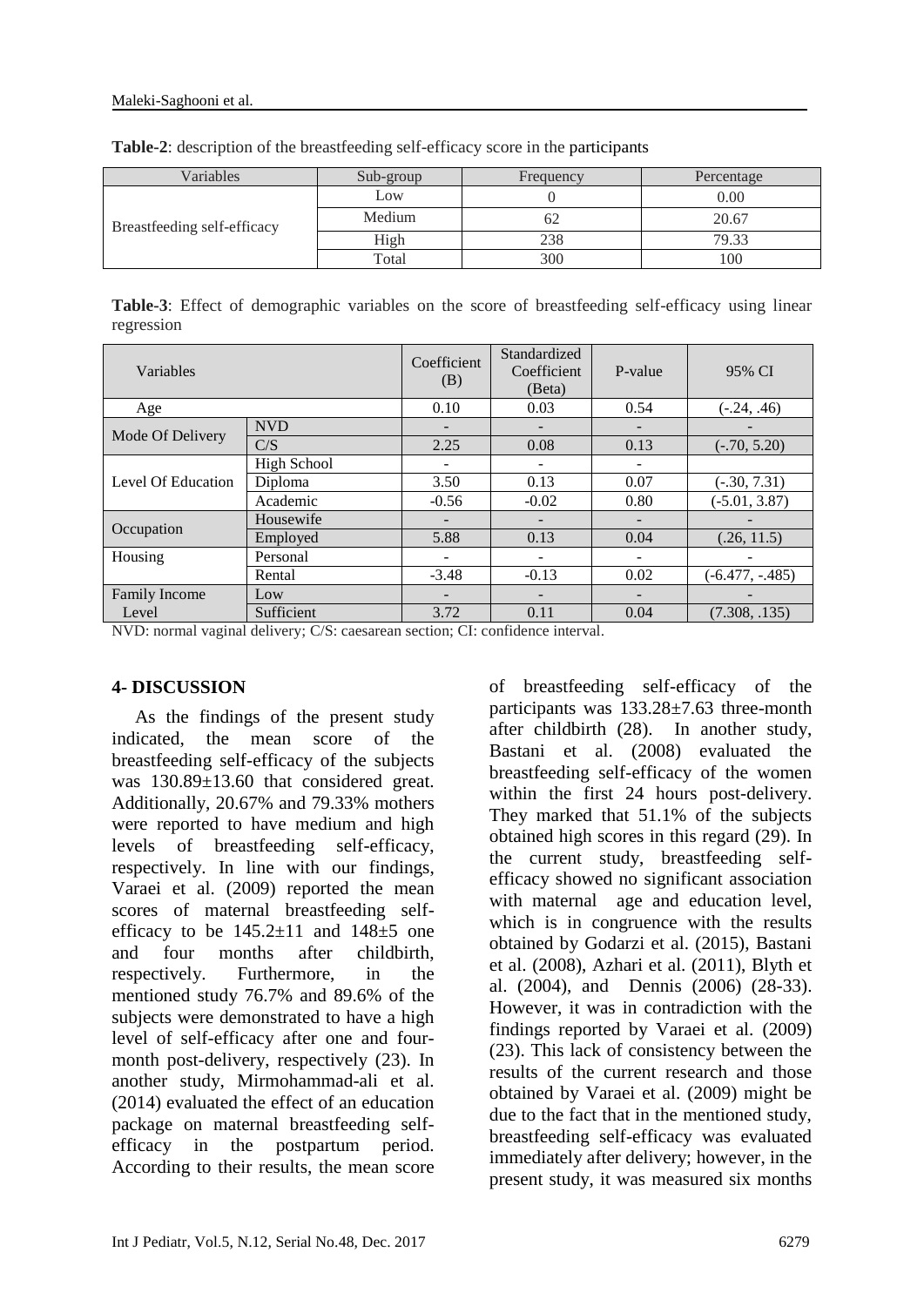**Table-2**: description of the breastfeeding self-efficacy score in the participants

| Variables | Sub-group | Frequency | Percentage |
|---|---|---|---|
| Breastfeeding self-efficacy | Low | 0 | 0.00 |
| | Medium | 62 | 20.67 |
| | High | 238 | 79.33 |
| | Total | 300 | 100 |

**Table-3**: Effect of demographic variables on the score of breastfeeding self-efficacy using linear regression

| Variables | | Coefficient (B) | Standardized Coefficient (Beta) | P-value | 95% CI |
|---|---|---|---|---|---|
| Age | | 0.10 | 0.03 | 0.54 | (-.24, .46) |
| Mode Of Delivery | NVD | - | - | - | - |
| | C/S | 2.25 | 0.08 | 0.13 | (-.70, 5.20) |
| Level Of Education | High School | - | - | - | |
| | Diploma | 3.50 | 0.13 | 0.07 | (-.30, 7.31) |
| | Academic | -0.56 | -0.02 | 0.80 | (-5.01, 3.87) |
| Occupation | Housewife | - | - | - | - |
| | Employed | 5.88 | 0.13 | 0.04 | (.26, 11.5) |
| Housing | Personal | - | - | - | - |
| | Rental | -3.48 | -0.13 | 0.02 | (-6.477, -.485) |
| Family Income Level | Low | - | - | - | - |
| | Sufficient | 3.72 | 0.11 | 0.04 | (7.308, .135) |

NVD: normal vaginal delivery; C/S: caesarean section; CI: confidence interval.

## 4- DISCUSSION

As the findings of the present study indicated, the mean score of the breastfeeding self-efficacy of the subjects was 130.89±13.60 that considered great. Additionally, 20.67% and 79.33% mothers were reported to have medium and high levels of breastfeeding self-efficacy, respectively. In line with our findings, Varaei et al. (2009) reported the mean scores of maternal breastfeeding self-efficacy to be 145.2±11 and 148±5 one and four months after childbirth, respectively. Furthermore, in the mentioned study 76.7% and 89.6% of the subjects were demonstrated to have a high level of self-efficacy after one and four-month post-delivery, respectively (23). In another study, Mirmohammad-ali et al. (2014) evaluated the effect of an education package on maternal breastfeeding self-efficacy in the postpartum period. According to their results, the mean score of breastfeeding self-efficacy of the participants was 133.28±7.63 three-month after childbirth (28). In another study, Bastani et al. (2008) evaluated the breastfeeding self-efficacy of the women within the first 24 hours post-delivery. They marked that 51.1% of the subjects obtained high scores in this regard (29). In the current study, breastfeeding self-efficacy showed no significant association with maternal age and education level, which is in congruence with the results obtained by Godarzi et al. (2015), Bastani et al. (2008), Azhari et al. (2011), Blyth et al. (2004), and Dennis (2006) (28-33). However, it was in contradiction with the findings reported by Varaei et al. (2009) (23). This lack of consistency between the results of the current research and those obtained by Varaei et al. (2009) might be due to the fact that in the mentioned study, breastfeeding self-efficacy was evaluated immediately after delivery; however, in the present study, it was measured six months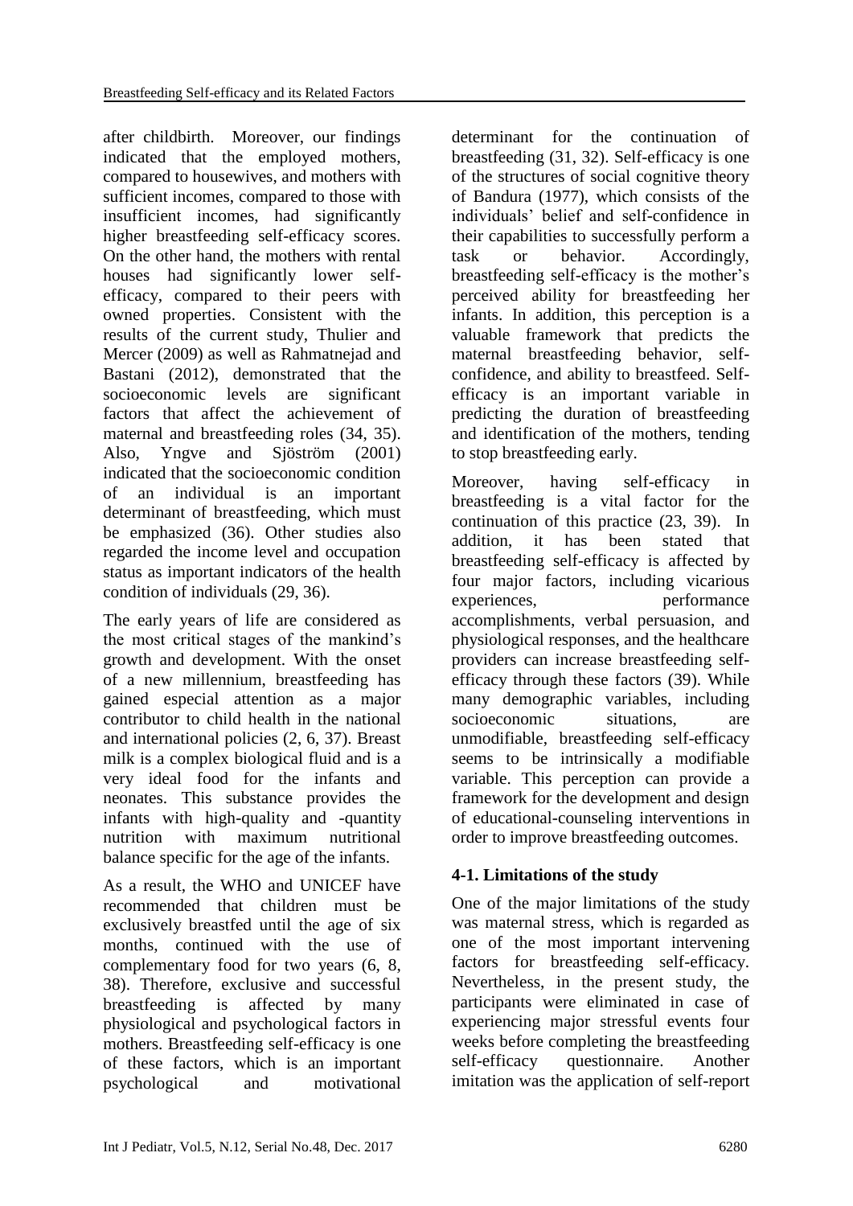after childbirth. Moreover, our findings indicated that the employed mothers, compared to housewives, and mothers with sufficient incomes, compared to those with insufficient incomes, had significantly higher breastfeeding self-efficacy scores. On the other hand, the mothers with rental houses had significantly lower self-efficacy, compared to their peers with owned properties. Consistent with the results of the current study, Thulier and Mercer (2009) as well as Rahmatnejad and Bastani (2012), demonstrated that the socioeconomic levels are significant factors that affect the achievement of maternal and breastfeeding roles (34, 35). Also, Yngve and Sjöström (2001) indicated that the socioeconomic condition of an individual is an important determinant of breastfeeding, which must be emphasized (36). Other studies also regarded the income level and occupation status as important indicators of the health condition of individuals (29, 36).

The early years of life are considered as the most critical stages of the mankind's growth and development. With the onset of a new millennium, breastfeeding has gained especial attention as a major contributor to child health in the national and international policies (2, 6, 37). Breast milk is a complex biological fluid and is a very ideal food for the infants and neonates. This substance provides the infants with high-quality and -quantity nutrition with maximum nutritional balance specific for the age of the infants.

As a result, the WHO and UNICEF have recommended that children must be exclusively breastfed until the age of six months, continued with the use of complementary food for two years (6, 8, 38). Therefore, exclusive and successful breastfeeding is affected by many physiological and psychological factors in mothers. Breastfeeding self-efficacy is one of these factors, which is an important psychological and motivational determinant for the continuation of breastfeeding (31, 32). Self-efficacy is one of the structures of social cognitive theory of Bandura (1977), which consists of the individuals' belief and self-confidence in their capabilities to successfully perform a task or behavior. Accordingly, breastfeeding self-efficacy is the mother's perceived ability for breastfeeding her infants. In addition, this perception is a valuable framework that predicts the maternal breastfeeding behavior, self-confidence, and ability to breastfeed. Self-efficacy is an important variable in predicting the duration of breastfeeding and identification of the mothers, tending to stop breastfeeding early.

Moreover, having self-efficacy in breastfeeding is a vital factor for the continuation of this practice (23, 39). In addition, it has been stated that breastfeeding self-efficacy is affected by four major factors, including vicarious experiences, performance accomplishments, verbal persuasion, and physiological responses, and the healthcare providers can increase breastfeeding self-efficacy through these factors (39). While many demographic variables, including socioeconomic situations, are unmodifiable, breastfeeding self-efficacy seems to be intrinsically a modifiable variable. This perception can provide a framework for the development and design of educational-counseling interventions in order to improve breastfeeding outcomes.

### 4-1. Limitations of the study

One of the major limitations of the study was maternal stress, which is regarded as one of the most important intervening factors for breastfeeding self-efficacy. Nevertheless, in the present study, the participants were eliminated in case of experiencing major stressful events four weeks before completing the breastfeeding self-efficacy questionnaire. Another imitation was the application of self-report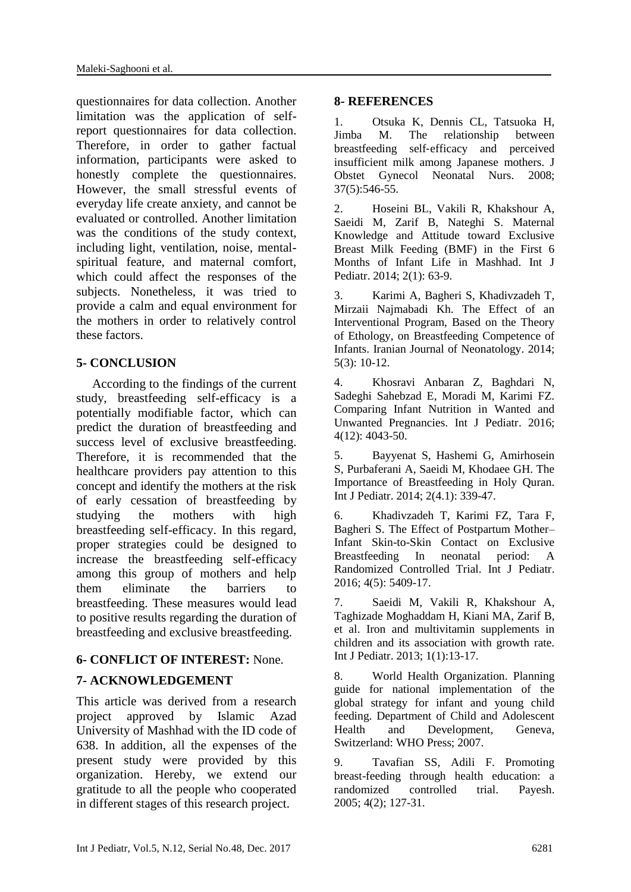questionnaires for data collection. Another limitation was the application of self-report questionnaires for data collection. Therefore, in order to gather factual information, participants were asked to honestly complete the questionnaires. However, the small stressful events of everyday life create anxiety, and cannot be evaluated or controlled. Another limitation was the conditions of the study context, including light, ventilation, noise, mental-spiritual feature, and maternal comfort, which could affect the responses of the subjects. Nonetheless, it was tried to provide a calm and equal environment for the mothers in order to relatively control these factors.

## 5- CONCLUSION

According to the findings of the current study, breastfeeding self-efficacy is a potentially modifiable factor, which can predict the duration of breastfeeding and success level of exclusive breastfeeding. Therefore, it is recommended that the healthcare providers pay attention to this concept and identify the mothers at the risk of early cessation of breastfeeding by studying the mothers with high breastfeeding self-efficacy. In this regard, proper strategies could be designed to increase the breastfeeding self-efficacy among this group of mothers and help them eliminate the barriers to breastfeeding. These measures would lead to positive results regarding the duration of breastfeeding and exclusive breastfeeding.

## 6- CONFLICT OF INTEREST: None.

## 7- ACKNOWLEDGEMENT

This article was derived from a research project approved by Islamic Azad University of Mashhad with the ID code of 638. In addition, all the expenses of the present study were provided by this organization. Hereby, we extend our gratitude to all the people who cooperated in different stages of this research project.

## 8- REFERENCES

1. Otsuka K, Dennis CL, Tatsuoka H, Jimba M. The relationship between breastfeeding self‐efficacy and perceived insufficient milk among Japanese mothers. J Obstet Gynecol Neonatal Nurs. 2008; 37(5):546-55.

2. Hoseini BL, Vakili R, Khakshour A, Saeidi M, Zarif B, Nateghi S. Maternal Knowledge and Attitude toward Exclusive Breast Milk Feeding (BMF) in the First 6 Months of Infant Life in Mashhad. Int J Pediatr. 2014; 2(1): 63-9.

3. Karimi A, Bagheri S, Khadivzadeh T, Mirzaii Najmabadi Kh. The Effect of an Interventional Program, Based on the Theory of Ethology, on Breastfeeding Competence of Infants. Iranian Journal of Neonatology. 2014; 5(3): 10-12.

4. Khosravi Anbaran Z, Baghdari N, Sadeghi Sahebzad E, Moradi M, Karimi FZ. Comparing Infant Nutrition in Wanted and Unwanted Pregnancies. Int J Pediatr. 2016; 4(12): 4043-50.

5. Bayyenat S, Hashemi G, Amirhosein S, Purbaferani A, Saeidi M, Khodaee GH. The Importance of Breastfeeding in Holy Quran. Int J Pediatr. 2014; 2(4.1): 339-47.

6. Khadivzadeh T, Karimi FZ, Tara F, Bagheri S. The Effect of Postpartum Mother–Infant Skin-to-Skin Contact on Exclusive Breastfeeding In neonatal period: A Randomized Controlled Trial. Int J Pediatr. 2016; 4(5): 5409-17.

7. Saeidi M, Vakili R, Khakshour A, Taghizade Moghaddam H, Kiani MA, Zarif B, et al. Iron and multivitamin supplements in children and its association with growth rate. Int J Pediatr. 2013; 1(1):13-17.

8. World Health Organization. Planning guide for national implementation of the global strategy for infant and young child feeding. Department of Child and Adolescent Health and Development, Geneva, Switzerland: WHO Press; 2007.

9. Tavafian SS, Adili F. Promoting breast-feeding through health education: a randomized controlled trial. Payesh. 2005; 4(2); 127-31.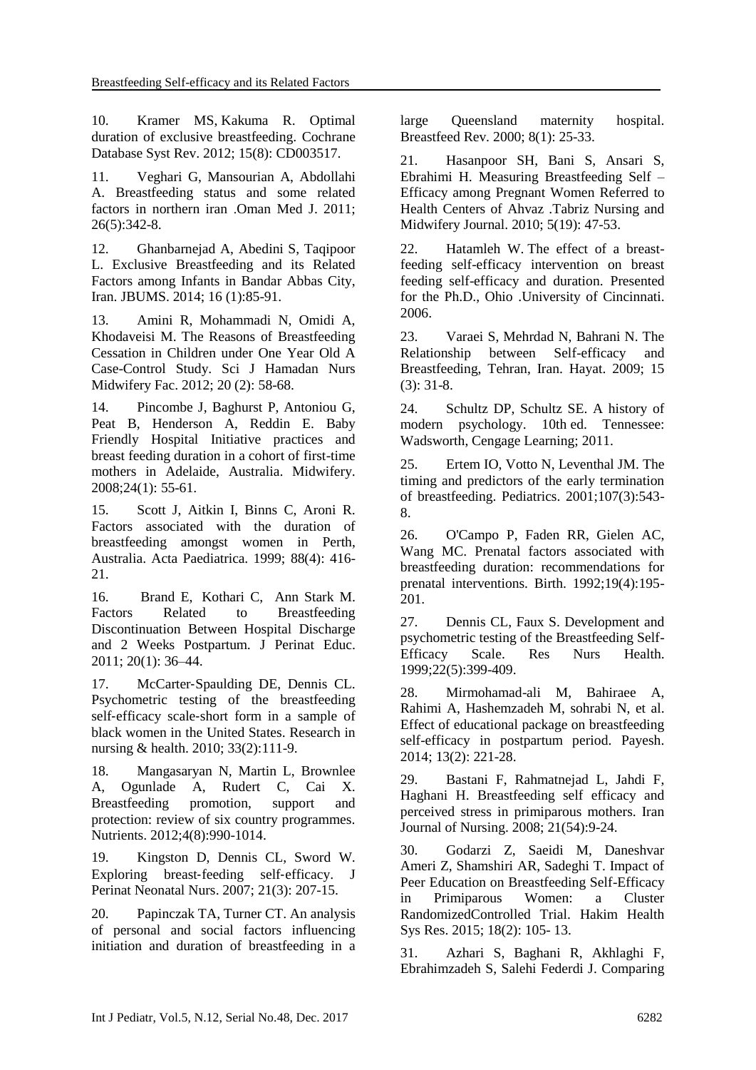10. Kramer MS, Kakuma R. Optimal duration of exclusive breastfeeding. Cochrane Database Syst Rev. 2012; 15(8): CD003517.

11. Veghari G, Mansourian A, Abdollahi A. Breastfeeding status and some related factors in northern iran .Oman Med J. 2011; 26(5):342-8.

12. Ghanbarnejad A, Abedini S, Taqipoor L. Exclusive Breastfeeding and its Related Factors among Infants in Bandar Abbas City, Iran. JBUMS. 2014; 16 (1):85-91.

13. Amini R, Mohammadi N, Omidi A, Khodaveisi M. The Reasons of Breastfeeding Cessation in Children under One Year Old A Case-Control Study. Sci J Hamadan Nurs Midwifery Fac. 2012; 20 (2): 58-68.

14. Pincombe J, Baghurst P, Antoniou G, Peat B, Henderson A, Reddin E. Baby Friendly Hospital Initiative practices and breast feeding duration in a cohort of first-time mothers in Adelaide, Australia. Midwifery. 2008;24(1): 55-61.

15. Scott J, Aitkin I, Binns C, Aroni R. Factors associated with the duration of breastfeeding amongst women in Perth, Australia. Acta Paediatrica. 1999; 88(4): 416-21.

16. Brand E, Kothari C, Ann Stark M. Factors Related to Breastfeeding Discontinuation Between Hospital Discharge and 2 Weeks Postpartum. J Perinat Educ. 2011; 20(1): 36–44.

17. McCarter‐Spaulding DE, Dennis CL. Psychometric testing of the breastfeeding self‐efficacy scale‐short form in a sample of black women in the United States. Research in nursing & health. 2010; 33(2):111-9.

18. Mangasaryan N, Martin L, Brownlee A, Ogunlade A, Rudert C, Cai X. Breastfeeding promotion, support and protection: review of six country programmes. Nutrients. 2012;4(8):990-1014.

19. Kingston D, Dennis CL, Sword W. Exploring breast‐feeding self‐efficacy. J Perinat Neonatal Nurs. 2007; 21(3): 207-15.

20. Papinczak TA, Turner CT. An analysis of personal and social factors influencing initiation and duration of breastfeeding in a large Queensland maternity hospital. Breastfeed Rev. 2000; 8(1): 25-33.

21. Hasanpoor SH, Bani S, Ansari S, Ebrahimi H. Measuring Breastfeeding Self – Efficacy among Pregnant Women Referred to Health Centers of Ahvaz .Tabriz Nursing and Midwifery Journal. 2010; 5(19): 47-53.

22. Hatamleh W. The effect of a breast-feeding self-efficacy intervention on breast feeding self-efficacy and duration. Presented for the Ph.D., Ohio .University of Cincinnati. 2006.

23. Varaei S, Mehrdad N, Bahrani N. The Relationship between Self-efficacy and Breastfeeding, Tehran, Iran. Hayat. 2009; 15 (3): 31-8.

24. Schultz DP, Schultz SE. A history of modern psychology. 10th ed. Tennessee: Wadsworth, Cengage Learning; 2011.

25. Ertem IO, Votto N, Leventhal JM. The timing and predictors of the early termination of breastfeeding. Pediatrics. 2001;107(3):543-8.

26. O'Campo P, Faden RR, Gielen AC, Wang MC. Prenatal factors associated with breastfeeding duration: recommendations for prenatal interventions. Birth. 1992;19(4):195-201.

27. Dennis CL, Faux S. Development and psychometric testing of the Breastfeeding Self-Efficacy Scale. Res Nurs Health. 1999;22(5):399-409.

28. Mirmohamad-ali M, Bahiraee A, Rahimi A, Hashemzadeh M, sohrabi N, et al. Effect of educational package on breastfeeding self-efficacy in postpartum period. Payesh. 2014; 13(2): 221-28.

29. Bastani F, Rahmatnejad L, Jahdi F, Haghani H. Breastfeeding self efficacy and perceived stress in primiparous mothers. Iran Journal of Nursing. 2008; 21(54):9-24.

30. Godarzi Z, Saeidi M, Daneshvar Ameri Z, Shamshiri AR, Sadeghi T. Impact of Peer Education on Breastfeeding Self-Efficacy in Primiparous Women: a Cluster RandomizedControlled Trial. Hakim Health Sys Res. 2015; 18(2): 105- 13.

31. Azhari S, Baghani R, Akhlaghi F, Ebrahimzadeh S, Salehi Federdi J. Comparing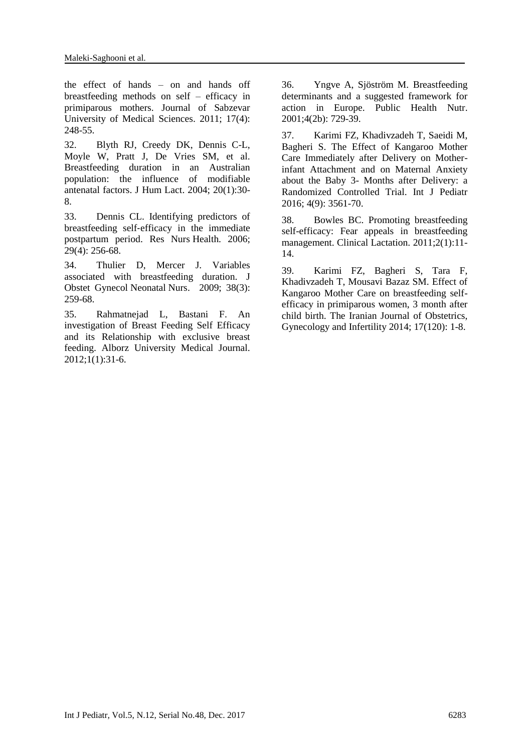the effect of hands – on and hands off breastfeeding methods on self – efficacy in primiparous mothers. Journal of Sabzevar University of Medical Sciences. 2011; 17(4): 248-55.

32. Blyth RJ, Creedy DK, Dennis C-L, Moyle W, Pratt J, De Vries SM, et al. Breastfeeding duration in an Australian population: the influence of modifiable antenatal factors. J Hum Lact. 2004; 20(1):30-8.

33. Dennis CL. Identifying predictors of breastfeeding self-efficacy in the immediate postpartum period. Res Nurs Health. 2006; 29(4): 256-68.

34. Thulier D, Mercer J. Variables associated with breastfeeding duration. J Obstet Gynecol Neonatal Nurs. 2009; 38(3): 259-68.

35. Rahmatnejad L, Bastani F. An investigation of Breast Feeding Self Efficacy and its Relationship with exclusive breast feeding. Alborz University Medical Journal. 2012;1(1):31-6.

36. Yngve A, Sjöström M. Breastfeeding determinants and a suggested framework for action in Europe. Public Health Nutr. 2001;4(2b): 729-39.

37. Karimi FZ, Khadivzadeh T, Saeidi M, Bagheri S. The Effect of Kangaroo Mother Care Immediately after Delivery on Mother-infant Attachment and on Maternal Anxiety about the Baby 3- Months after Delivery: a Randomized Controlled Trial. Int J Pediatr 2016; 4(9): 3561-70.

38. Bowles BC. Promoting breastfeeding self-efficacy: Fear appeals in breastfeeding management. Clinical Lactation. 2011;2(1):11-14.

39. Karimi FZ, Bagheri S, Tara F, Khadivzadeh T, Mousavi Bazaz SM. Effect of Kangaroo Mother Care on breastfeeding self-efficacy in primiparous women, 3 month after child birth. The Iranian Journal of Obstetrics, Gynecology and Infertility 2014; 17(120): 1-8.